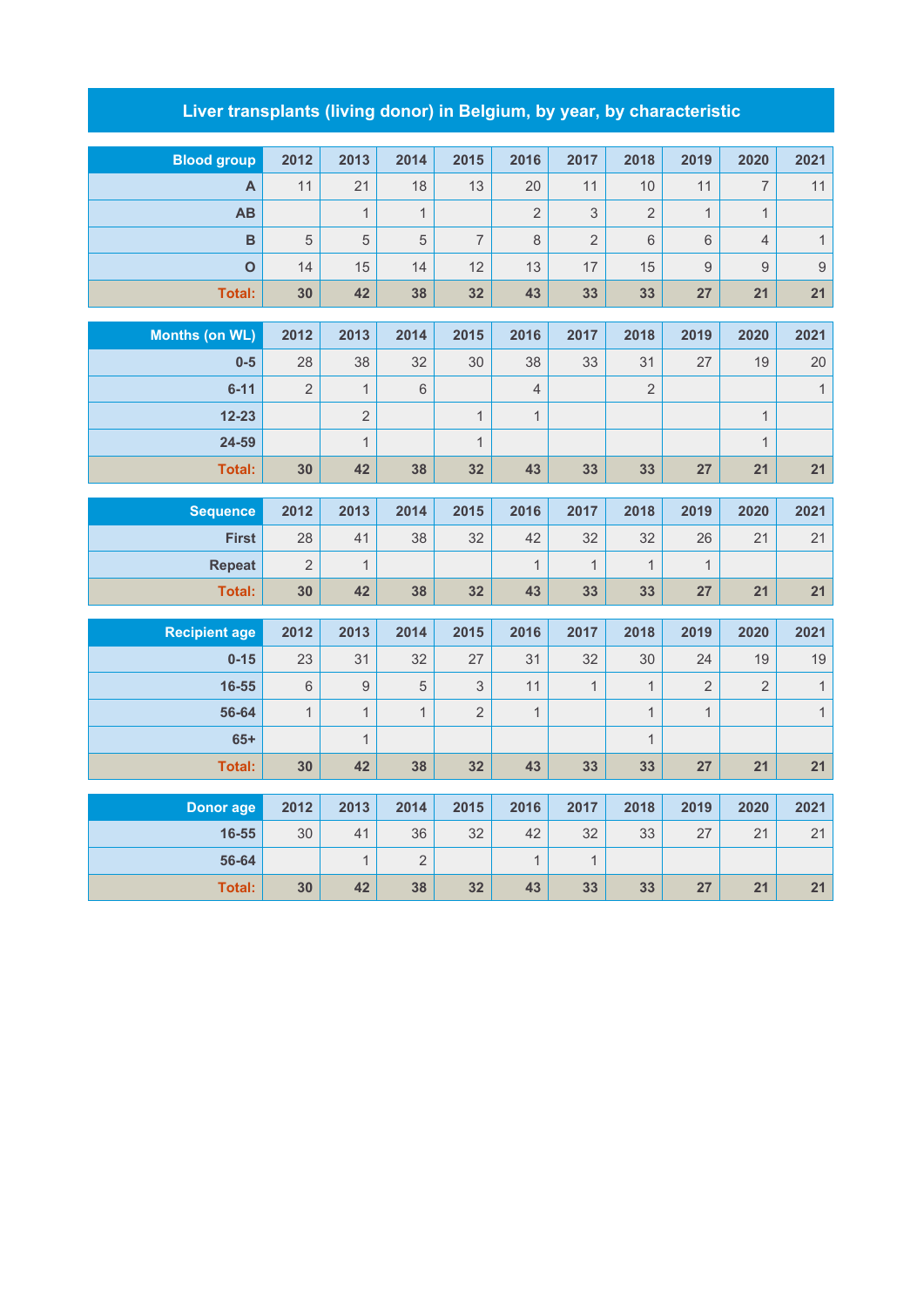# Liver transplants (living donor) in Belgium, by year, by characteristic

| Blood group | 2012 | 2013 | 2014 | 2015 | 2016 | 2017 | 2018 | 2019 | 2020 | 2021 |
|---|---|---|---|---|---|---|---|---|---|---|
| A | 11 | 21 | 18 | 13 | 20 | 11 | 10 | 11 | 7 | 11 |
| AB | | 1 | 1 | | 2 | 3 | 2 | 1 | 1 | |
| B | 5 | 5 | 5 | 7 | 8 | 2 | 6 | 6 | 4 | 1 |
| O | 14 | 15 | 14 | 12 | 13 | 17 | 15 | 9 | 9 | 9 |
| **Total:** | **30** | **42** | **38** | **32** | **43** | **33** | **33** | **27** | **21** | **21** |

| Months (on WL) | 2012 | 2013 | 2014 | 2015 | 2016 | 2017 | 2018 | 2019 | 2020 | 2021 |
|---|---|---|---|---|---|---|---|---|---|---|
| 0-5 | 28 | 38 | 32 | 30 | 38 | 33 | 31 | 27 | 19 | 20 |
| 6-11 | 2 | 1 | 6 | | 4 | | 2 | | | 1 |
| 12-23 | | 2 | | 1 | 1 | | | | 1 | |
| 24-59 | | 1 | | 1 | | | | | 1 | |
| **Total:** | **30** | **42** | **38** | **32** | **43** | **33** | **33** | **27** | **21** | **21** |

| Sequence | 2012 | 2013 | 2014 | 2015 | 2016 | 2017 | 2018 | 2019 | 2020 | 2021 |
|---|---|---|---|---|---|---|---|---|---|---|
| First | 28 | 41 | 38 | 32 | 42 | 32 | 32 | 26 | 21 | 21 |
| Repeat | 2 | 1 | | | 1 | 1 | 1 | 1 | | |
| **Total:** | **30** | **42** | **38** | **32** | **43** | **33** | **33** | **27** | **21** | **21** |

| Recipient age | 2012 | 2013 | 2014 | 2015 | 2016 | 2017 | 2018 | 2019 | 2020 | 2021 |
|---|---|---|---|---|---|---|---|---|---|---|
| 0-15 | 23 | 31 | 32 | 27 | 31 | 32 | 30 | 24 | 19 | 19 |
| 16-55 | 6 | 9 | 5 | 3 | 11 | 1 | 1 | 2 | 2 | 1 |
| 56-64 | 1 | 1 | 1 | 2 | 1 | | 1 | 1 | | 1 |
| 65+ | | 1 | | | | | 1 | | | |
| **Total:** | **30** | **42** | **38** | **32** | **43** | **33** | **33** | **27** | **21** | **21** |

| Donor age | 2012 | 2013 | 2014 | 2015 | 2016 | 2017 | 2018 | 2019 | 2020 | 2021 |
|---|---|---|---|---|---|---|---|---|---|---|
| 16-55 | 30 | 41 | 36 | 32 | 42 | 32 | 33 | 27 | 21 | 21 |
| 56-64 | | 1 | 2 | | 1 | 1 | | | | |
| **Total:** | **30** | **42** | **38** | **32** | **43** | **33** | **33** | **27** | **21** | **21** |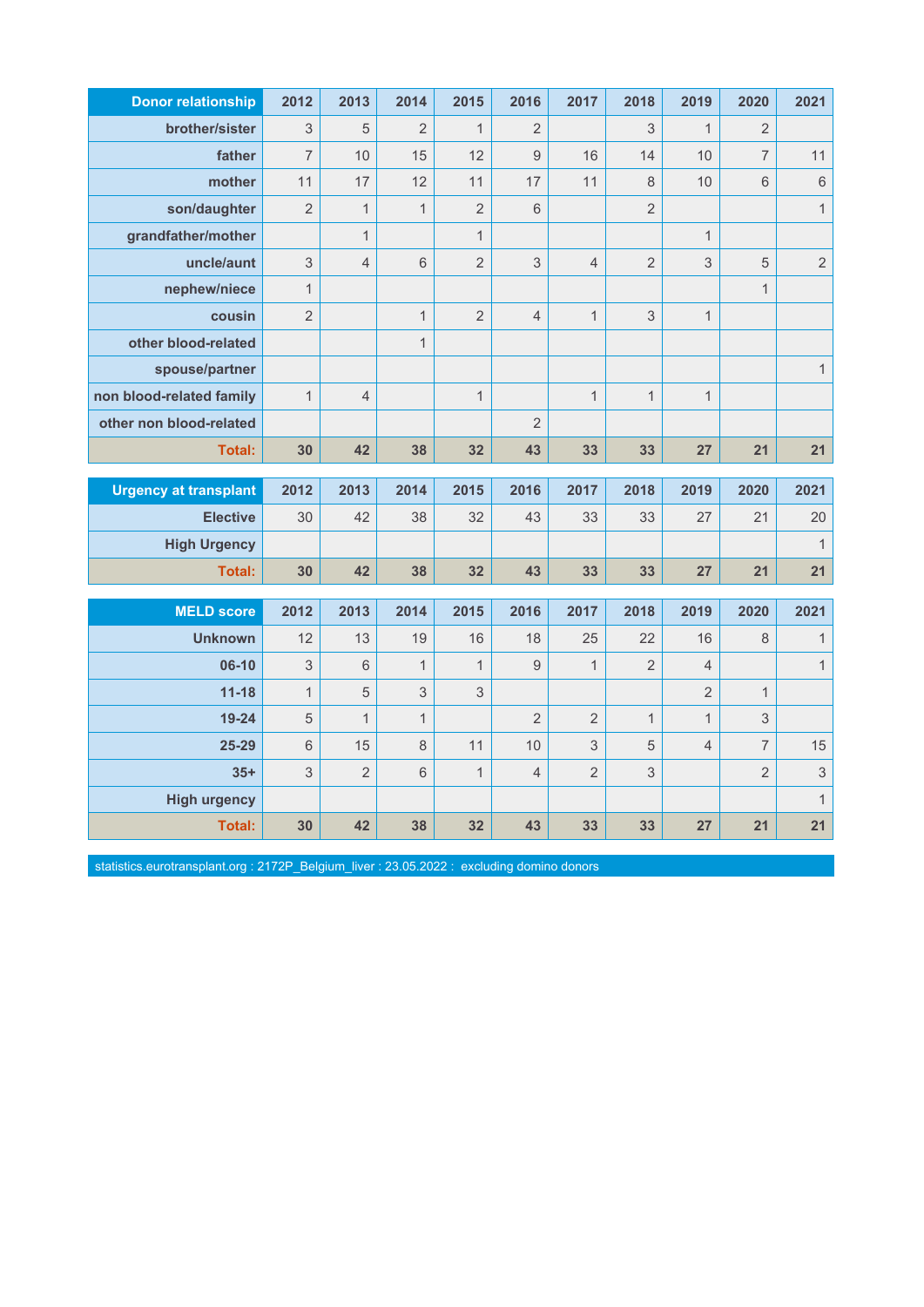| Donor relationship | 2012 | 2013 | 2014 | 2015 | 2016 | 2017 | 2018 | 2019 | 2020 | 2021 |
|---|---|---|---|---|---|---|---|---|---|---|
| brother/sister | 3 | 5 | 2 | 1 | 2 | | 3 | 1 | 2 | |
| father | 7 | 10 | 15 | 12 | 9 | 16 | 14 | 10 | 7 | 11 |
| mother | 11 | 17 | 12 | 11 | 17 | 11 | 8 | 10 | 6 | 6 |
| son/daughter | 2 | 1 | 1 | 2 | 6 | | 2 | | | 1 |
| grandfather/mother | | 1 | | 1 | | | | 1 | | |
| uncle/aunt | 3 | 4 | 6 | 2 | 3 | 4 | 2 | 3 | 5 | 2 |
| nephew/niece | 1 | | | | | | | | 1 | |
| cousin | 2 | | 1 | 2 | 4 | 1 | 3 | 1 | | |
| other blood-related | | | 1 | | | | | | | |
| spouse/partner | | | | | | | | | | 1 |
| non blood-related family | 1 | 4 | | 1 | | 1 | 1 | 1 | | |
| other non blood-related | | | | | 2 | | | | | |
| **Total:** | **30** | **42** | **38** | **32** | **43** | **33** | **33** | **27** | **21** | **21** |

| Urgency at transplant | 2012 | 2013 | 2014 | 2015 | 2016 | 2017 | 2018 | 2019 | 2020 | 2021 |
|---|---|---|---|---|---|---|---|---|---|---|
| Elective | 30 | 42 | 38 | 32 | 43 | 33 | 33 | 27 | 21 | 20 |
| High Urgency | | | | | | | | | | 1 |
| **Total:** | **30** | **42** | **38** | **32** | **43** | **33** | **33** | **27** | **21** | **21** |

| MELD score | 2012 | 2013 | 2014 | 2015 | 2016 | 2017 | 2018 | 2019 | 2020 | 2021 |
|---|---|---|---|---|---|---|---|---|---|---|
| Unknown | 12 | 13 | 19 | 16 | 18 | 25 | 22 | 16 | 8 | 1 |
| 06-10 | 3 | 6 | 1 | 1 | 9 | 1 | 2 | 4 | | 1 |
| 11-18 | 1 | 5 | 3 | 3 | | | | 2 | 1 | |
| 19-24 | 5 | 1 | 1 | | 2 | 2 | 1 | 1 | 3 | |
| 25-29 | 6 | 15 | 8 | 11 | 10 | 3 | 5 | 4 | 7 | 15 |
| 35+ | 3 | 2 | 6 | 1 | 4 | 2 | 3 | | 2 | 3 |
| High urgency | | | | | | | | | | 1 |
| **Total:** | **30** | **42** | **38** | **32** | **43** | **33** | **33** | **27** | **21** | **21** |

statistics.eurotransplant.org : 2172P_Belgium_liver : 23.05.2022 : excluding domino donors